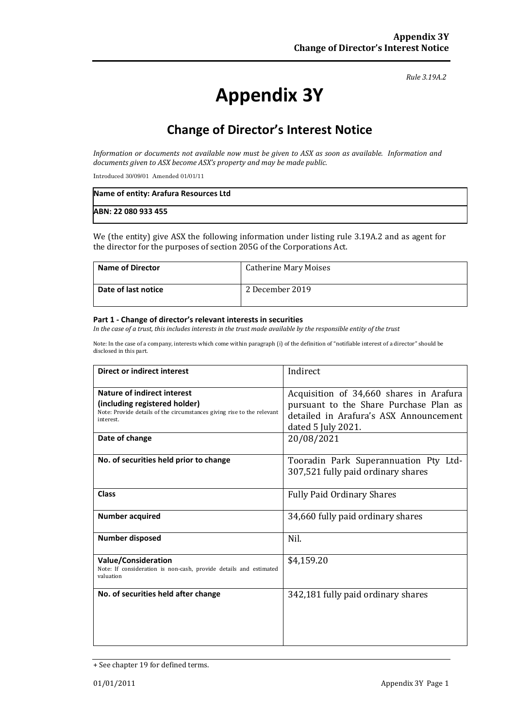*Rule 3.19A.2*

# Appendix 3Y

## Change of Director's Interest Notice

*Information or documents not available now must be given to ASX as soon as available. Information and documents given to ASX become ASX's property and may be made public.*

Introduced 30/09/01 Amended 01/01/11

| Name of entity: Arafura Resources Ltd |
|---|
| ABN: 22 080 933 455 |

We (the entity) give ASX the following information under listing rule 3.19A.2 and as agent for the director for the purposes of section 205G of the Corporations Act.

| | |
|---|---|
| **Name of Director** | Catherine Mary Moises |
| **Date of last notice** | 2 December 2019 |

#### Part 1 - Change of director's relevant interests in securities

*In the case of a trust, this includes interests in the trust made available by the responsible entity of the trust*

Note: In the case of a company, interests which come within paragraph (i) of the definition of "notifiable interest of a director" should be disclosed in this part.

| | |
|---|---|
| **Direct or indirect interest** | Indirect |
| **Nature of indirect interest (including registered holder)**<br>Note: Provide details of the circumstances giving rise to the relevant interest. | Acquisition of 34,660 shares in Arafura pursuant to the Share Purchase Plan as detailed in Arafura's ASX Announcement dated 5 July 2021. |
| **Date of change** | 20/08/2021 |
| **No. of securities held prior to change** | Tooradin Park Superannuation Pty Ltd- 307,521 fully paid ordinary shares |
| **Class** | Fully Paid Ordinary Shares |
| **Number acquired** | 34,660 fully paid ordinary shares |
| **Number disposed** | Nil. |
| **Value/Consideration**<br>Note: If consideration is non-cash, provide details and estimated valuation | $4,159.20 |
| **No. of securities held after change** | 342,181 fully paid ordinary shares |

+ See chapter 19 for defined terms.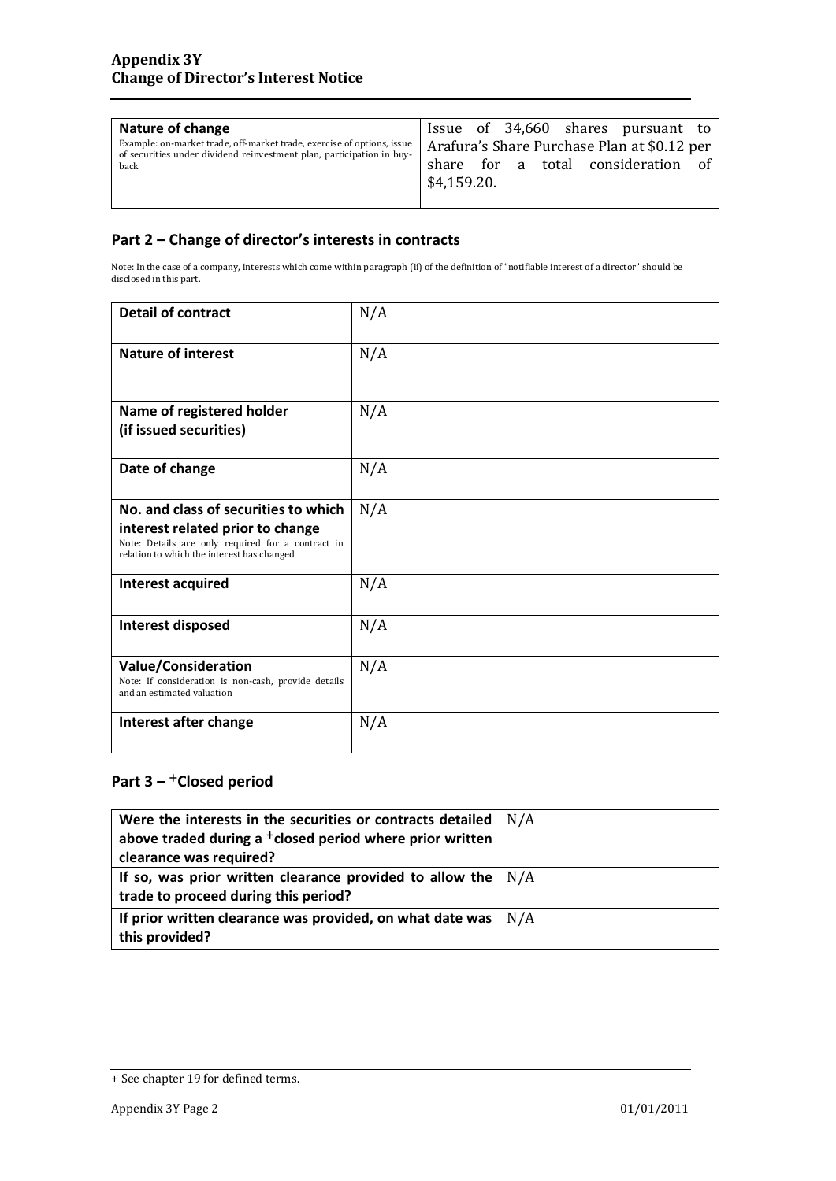| | |
|---|---|
| **Nature of change**<br>Example: on-market trade, off-market trade, exercise of options, issue of securities under dividend reinvestment plan, participation in buy-back | Issue of 34,660 shares pursuant to Arafura's Share Purchase Plan at $0.12 per share for a total consideration of $4,159.20. |

## Part 2 – Change of director's interests in contracts

Note: In the case of a company, interests which come within paragraph (ii) of the definition of "notifiable interest of a director" should be disclosed in this part.

| | |
|---|---|
| **Detail of contract** | N/A |
| **Nature of interest** | N/A |
| **Name of registered holder (if issued securities)** | N/A |
| **Date of change** | N/A |
| **No. and class of securities to which interest related prior to change**<br>Note: Details are only required for a contract in relation to which the interest has changed | N/A |
| **Interest acquired** | N/A |
| **Interest disposed** | N/A |
| **Value/Consideration**<br>Note: If consideration is non-cash, provide details and an estimated valuation | N/A |
| **Interest after change** | N/A |

## Part 3 – +Closed period

| | |
|---|---|
| **Were the interests in the securities or contracts detailed above traded during a +closed period where prior written clearance was required?** | N/A |
| **If so, was prior written clearance provided to allow the trade to proceed during this period?** | N/A |
| **If prior written clearance was provided, on what date was this provided?** | N/A |

+ See chapter 19 for defined terms.